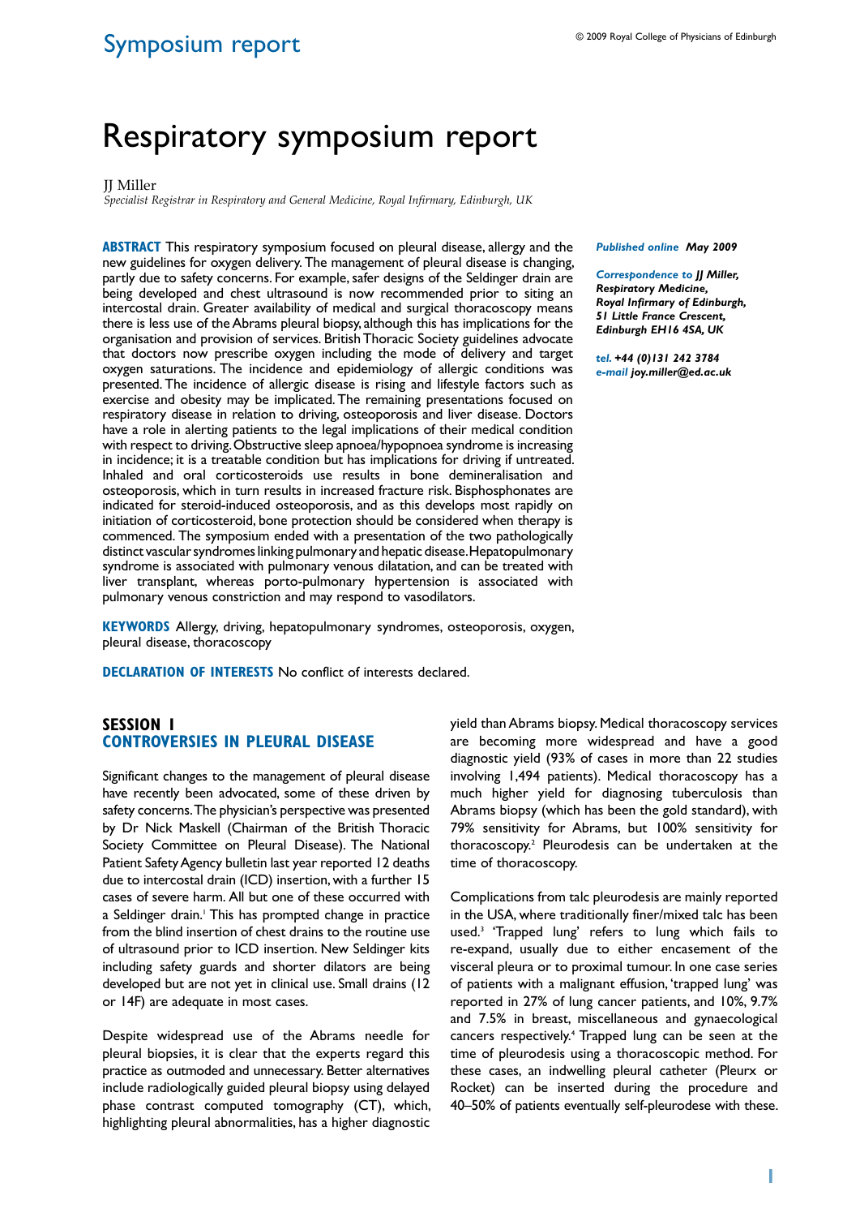# Respiratory symposium report

JJ Miller

*Specialist Registrar in Respiratory and General Medicine, Royal Infirmary, Edinburgh, UK*

**ABSTRACT** This respiratory symposium focused on pleural disease, allergy and the new guidelines for oxygen delivery. The management of pleural disease is changing, partly due to safety concerns. For example, safer designs of the Seldinger drain are being developed and chest ultrasound is now recommended prior to siting an intercostal drain. Greater availability of medical and surgical thoracoscopy means there is less use of the Abrams pleural biopsy, although this has implications for the organisation and provision of services. British Thoracic Society guidelines advocate that doctors now prescribe oxygen including the mode of delivery and target oxygen saturations. The incidence and epidemiology of allergic conditions was presented. The incidence of allergic disease is rising and lifestyle factors such as exercise and obesity may be implicated. The remaining presentations focused on respiratory disease in relation to driving, osteoporosis and liver disease. Doctors have a role in alerting patients to the legal implications of their medical condition with respect to driving. Obstructive sleep apnoea/hypopnoea syndrome is increasing in incidence; it is a treatable condition but has implications for driving if untreated. Inhaled and oral corticosteroids use results in bone demineralisation and osteoporosis, which in turn results in increased fracture risk. Bisphosphonates are indicated for steroid-induced osteoporosis, and as this develops most rapidly on initiation of corticosteroid, bone protection should be considered when therapy is commenced. The symposium ended with a presentation of the two pathologically distinct vascular syndromes linking pulmonary and hepatic disease. Hepatopulmonary syndrome is associated with pulmonary venous dilatation, and can be treated with liver transplant, whereas porto-pulmonary hypertension is associated with pulmonary venous constriction and may respond to vasodilators.

**KEYWORDS** Allergy, driving, hepatopulmonary syndromes, osteoporosis, oxygen, pleural disease, thoracoscopy

**DECLARATION OF INTERESTS** No conflict of interests declared.

***Published online*** ***May 2009***

***Correspondence to*** ***JJ Miller, Respiratory Medicine, Royal Infirmary of Edinburgh, 51 Little France Crescent, Edinburgh EH16 4SA, UK***

***tel.*** ***+44 (0)131 242 3784***
***e-mail*** ***joy.miller@ed.ac.uk***

## SESSION 1
## CONTROVERSIES IN PLEURAL DISEASE

Significant changes to the management of pleural disease have recently been advocated, some of these driven by safety concerns. The physician's perspective was presented by Dr Nick Maskell (Chairman of the British Thoracic Society Committee on Pleural Disease). The National Patient Safety Agency bulletin last year reported 12 deaths due to intercostal drain (ICD) insertion, with a further 15 cases of severe harm. All but one of these occurred with a Seldinger drain.[1] This has prompted change in practice from the blind insertion of chest drains to the routine use of ultrasound prior to ICD insertion. New Seldinger kits including safety guards and shorter dilators are being developed but are not yet in clinical use. Small drains (12 or 14F) are adequate in most cases.

Despite widespread use of the Abrams needle for pleural biopsies, it is clear that the experts regard this practice as outmoded and unnecessary. Better alternatives include radiologically guided pleural biopsy using delayed phase contrast computed tomography (CT), which, highlighting pleural abnormalities, has a higher diagnostic yield than Abrams biopsy. Medical thoracoscopy services are becoming more widespread and have a good diagnostic yield (93% of cases in more than 22 studies involving 1,494 patients). Medical thoracoscopy has a much higher yield for diagnosing tuberculosis than Abrams biopsy (which has been the gold standard), with 79% sensitivity for Abrams, but 100% sensitivity for thoracoscopy.[2] Pleurodesis can be undertaken at the time of thoracoscopy.

Complications from talc pleurodesis are mainly reported in the USA, where traditionally finer/mixed talc has been used.[3] 'Trapped lung' refers to lung which fails to re-expand, usually due to either encasement of the visceral pleura or to proximal tumour. In one case series of patients with a malignant effusion, 'trapped lung' was reported in 27% of lung cancer patients, and 10%, 9.7% and 7.5% in breast, miscellaneous and gynaecological cancers respectively.[4] Trapped lung can be seen at the time of pleurodesis using a thoracoscopic method. For these cases, an indwelling pleural catheter (Pleurx or Rocket) can be inserted during the procedure and 40–50% of patients eventually self-pleurodese with these.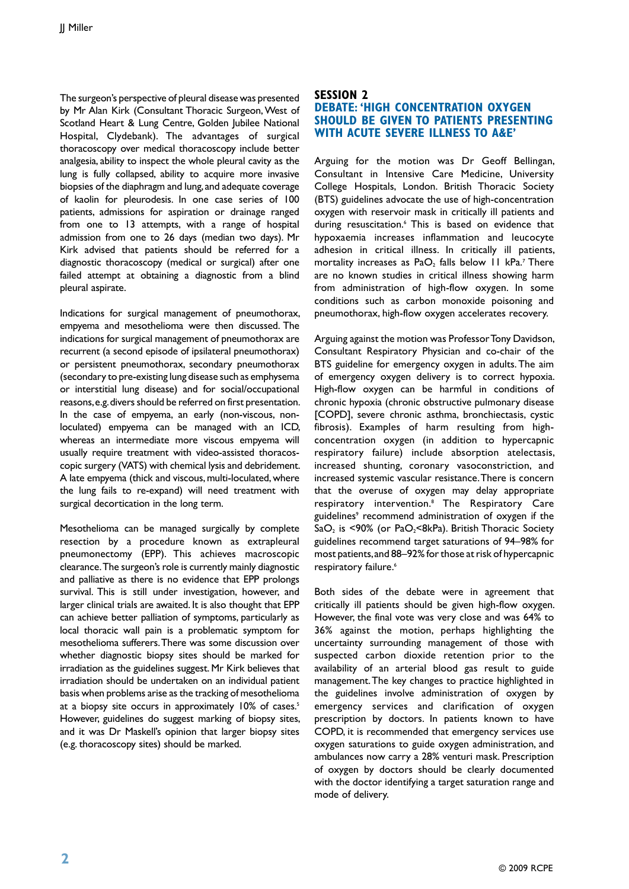The surgeon's perspective of pleural disease was presented by Mr Alan Kirk (Consultant Thoracic Surgeon, West of Scotland Heart & Lung Centre, Golden Jubilee National Hospital, Clydebank). The advantages of surgical thoracoscopy over medical thoracoscopy include better analgesia, ability to inspect the whole pleural cavity as the lung is fully collapsed, ability to acquire more invasive biopsies of the diaphragm and lung, and adequate coverage of kaolin for pleurodesis. In one case series of 100 patients, admissions for aspiration or drainage ranged from one to 13 attempts, with a range of hospital admission from one to 26 days (median two days). Mr Kirk advised that patients should be referred for a diagnostic thoracoscopy (medical or surgical) after one failed attempt at obtaining a diagnostic from a blind pleural aspirate.

Indications for surgical management of pneumothorax, empyema and mesothelioma were then discussed. The indications for surgical management of pneumothorax are recurrent (a second episode of ipsilateral pneumothorax) or persistent pneumothorax, secondary pneumothorax (secondary to pre-existing lung disease such as emphysema or interstitial lung disease) and for social/occupational reasons, e.g. divers should be referred on first presentation. In the case of empyema, an early (non-viscous, non-loculated) empyema can be managed with an ICD, whereas an intermediate more viscous empyema will usually require treatment with video-assisted thoracoscopic surgery (VATS) with chemical lysis and debridement. A late empyema (thick and viscous, multi-loculated, where the lung fails to re-expand) will need treatment with surgical decortication in the long term.

Mesothelioma can be managed surgically by complete resection by a procedure known as extrapleural pneumonectomy (EPP). This achieves macroscopic clearance. The surgeon's role is currently mainly diagnostic and palliative as there is no evidence that EPP prolongs survival. This is still under investigation, however, and larger clinical trials are awaited. It is also thought that EPP can achieve better palliation of symptoms, particularly as local thoracic wall pain is a problematic symptom for mesothelioma sufferers. There was some discussion over whether diagnostic biopsy sites should be marked for irradiation as the guidelines suggest. Mr Kirk believes that irradiation should be undertaken on an individual patient basis when problems arise as the tracking of mesothelioma at a biopsy site occurs in approximately 10% of cases.[5] However, guidelines do suggest marking of biopsy sites, and it was Dr Maskell's opinion that larger biopsy sites (e.g. thoracoscopy sites) should be marked.

## SESSION 2

## DEBATE: 'HIGH CONCENTRATION OXYGEN SHOULD BE GIVEN TO PATIENTS PRESENTING WITH ACUTE SEVERE ILLNESS TO A&E'

Arguing for the motion was Dr Geoff Bellingan, Consultant in Intensive Care Medicine, University College Hospitals, London. British Thoracic Society (BTS) guidelines advocate the use of high-concentration oxygen with reservoir mask in critically ill patients and during resuscitation.[6] This is based on evidence that hypoxaemia increases inflammation and leucocyte adhesion in critical illness. In critically ill patients, mortality increases as $PaO_2$ falls below 11 kPa.[7] There are no known studies in critical illness showing harm from administration of high-flow oxygen. In some conditions such as carbon monoxide poisoning and pneumothorax, high-flow oxygen accelerates recovery.

Arguing against the motion was Professor Tony Davidson, Consultant Respiratory Physician and co-chair of the BTS guideline for emergency oxygen in adults. The aim of emergency oxygen delivery is to correct hypoxia. High-flow oxygen can be harmful in conditions of chronic hypoxia (chronic obstructive pulmonary disease [COPD], severe chronic asthma, bronchiectasis, cystic fibrosis). Examples of harm resulting from high-concentration oxygen (in addition to hypercapnic respiratory failure) include absorption atelectasis, increased shunting, coronary vasoconstriction, and increased systemic vascular resistance. There is concern that the overuse of oxygen may delay appropriate respiratory intervention.[8] The Respiratory Care guidelines[9] recommend administration of oxygen if the $SaO_2$ is <90% (or $PaO_2$<8kPa). British Thoracic Society guidelines recommend target saturations of 94–98% for most patients, and 88–92% for those at risk of hypercapnic respiratory failure.[6]

Both sides of the debate were in agreement that critically ill patients should be given high-flow oxygen. However, the final vote was very close and was 64% to 36% against the motion, perhaps highlighting the uncertainty surrounding management of those with suspected carbon dioxide retention prior to the availability of an arterial blood gas result to guide management. The key changes to practice highlighted in the guidelines involve administration of oxygen by emergency services and clarification of oxygen prescription by doctors. In patients known to have COPD, it is recommended that emergency services use oxygen saturations to guide oxygen administration, and ambulances now carry a 28% venturi mask. Prescription of oxygen by doctors should be clearly documented with the doctor identifying a target saturation range and mode of delivery.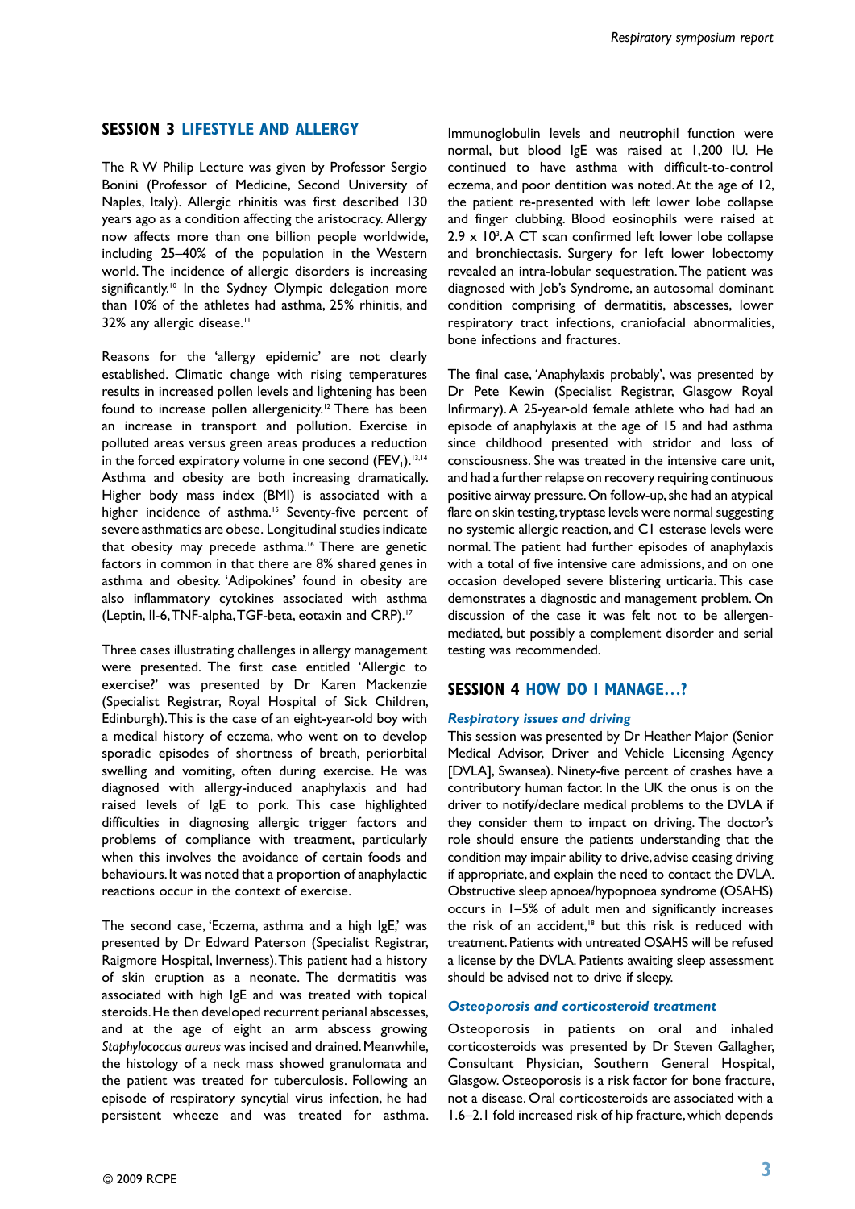## SESSION 3 LIFESTYLE AND ALLERGY

The R W Philip Lecture was given by Professor Sergio Bonini (Professor of Medicine, Second University of Naples, Italy). Allergic rhinitis was first described 130 years ago as a condition affecting the aristocracy. Allergy now affects more than one billion people worldwide, including 25–40% of the population in the Western world. The incidence of allergic disorders is increasing significantly.[10] In the Sydney Olympic delegation more than 10% of the athletes had asthma, 25% rhinitis, and 32% any allergic disease.[11]

Reasons for the 'allergy epidemic' are not clearly established. Climatic change with rising temperatures results in increased pollen levels and lightening has been found to increase pollen allergenicity.[12] There has been an increase in transport and pollution. Exercise in polluted areas versus green areas produces a reduction in the forced expiratory volume in one second ($FEV_1$).[13,14] Asthma and obesity are both increasing dramatically. Higher body mass index (BMI) is associated with a higher incidence of asthma.[15] Seventy-five percent of severe asthmatics are obese. Longitudinal studies indicate that obesity may precede asthma.[16] There are genetic factors in common in that there are 8% shared genes in asthma and obesity. 'Adipokines' found in obesity are also inflammatory cytokines associated with asthma (Leptin, Il-6, TNF-alpha, TGF-beta, eotaxin and CRP).[17]

Three cases illustrating challenges in allergy management were presented. The first case entitled 'Allergic to exercise?' was presented by Dr Karen Mackenzie (Specialist Registrar, Royal Hospital of Sick Children, Edinburgh). This is the case of an eight-year-old boy with a medical history of eczema, who went on to develop sporadic episodes of shortness of breath, periorbital swelling and vomiting, often during exercise. He was diagnosed with allergy-induced anaphylaxis and had raised levels of IgE to pork. This case highlighted difficulties in diagnosing allergic trigger factors and problems of compliance with treatment, particularly when this involves the avoidance of certain foods and behaviours. It was noted that a proportion of anaphylactic reactions occur in the context of exercise.

The second case, 'Eczema, asthma and a high IgE,' was presented by Dr Edward Paterson (Specialist Registrar, Raigmore Hospital, Inverness). This patient had a history of skin eruption as a neonate. The dermatitis was associated with high IgE and was treated with topical steroids. He then developed recurrent perianal abscesses, and at the age of eight an arm abscess growing *Staphylococcus aureus* was incised and drained. Meanwhile, the histology of a neck mass showed granulomata and the patient was treated for tuberculosis. Following an episode of respiratory syncytial virus infection, he had persistent wheeze and was treated for asthma. Immunoglobulin levels and neutrophil function were normal, but blood IgE was raised at 1,200 IU. He continued to have asthma with difficult-to-control eczema, and poor dentition was noted. At the age of 12, the patient re-presented with left lower lobe collapse and finger clubbing. Blood eosinophils were raised at $2.9 \times 10^3$. A CT scan confirmed left lower lobe collapse and bronchiectasis. Surgery for left lower lobectomy revealed an intra-lobular sequestration. The patient was diagnosed with Job's Syndrome, an autosomal dominant condition comprising of dermatitis, abscesses, lower respiratory tract infections, craniofacial abnormalities, bone infections and fractures.

The final case, 'Anaphylaxis probably', was presented by Dr Pete Kewin (Specialist Registrar, Glasgow Royal Infirmary). A 25-year-old female athlete who had had an episode of anaphylaxis at the age of 15 and had asthma since childhood presented with stridor and loss of consciousness. She was treated in the intensive care unit, and had a further relapse on recovery requiring continuous positive airway pressure. On follow-up, she had an atypical flare on skin testing, tryptase levels were normal suggesting no systemic allergic reaction, and C1 esterase levels were normal. The patient had further episodes of anaphylaxis with a total of five intensive care admissions, and on one occasion developed severe blistering urticaria. This case demonstrates a diagnostic and management problem. On discussion of the case it was felt not to be allergen-mediated, but possibly a complement disorder and serial testing was recommended.

## SESSION 4 HOW DO I MANAGE…?

### *Respiratory issues and driving*

This session was presented by Dr Heather Major (Senior Medical Advisor, Driver and Vehicle Licensing Agency [DVLA], Swansea). Ninety-five percent of crashes have a contributory human factor. In the UK the onus is on the driver to notify/declare medical problems to the DVLA if they consider them to impact on driving. The doctor's role should ensure the patients understanding that the condition may impair ability to drive, advise ceasing driving if appropriate, and explain the need to contact the DVLA. Obstructive sleep apnoea/hypopnoea syndrome (OSAHS) occurs in 1–5% of adult men and significantly increases the risk of an accident,[18] but this risk is reduced with treatment. Patients with untreated OSAHS will be refused a license by the DVLA. Patients awaiting sleep assessment should be advised not to drive if sleepy.

### *Osteoporosis and corticosteroid treatment*

Osteoporosis in patients on oral and inhaled corticosteroids was presented by Dr Steven Gallagher, Consultant Physician, Southern General Hospital, Glasgow. Osteoporosis is a risk factor for bone fracture, not a disease. Oral corticosteroids are associated with a 1.6–2.1 fold increased risk of hip fracture, which depends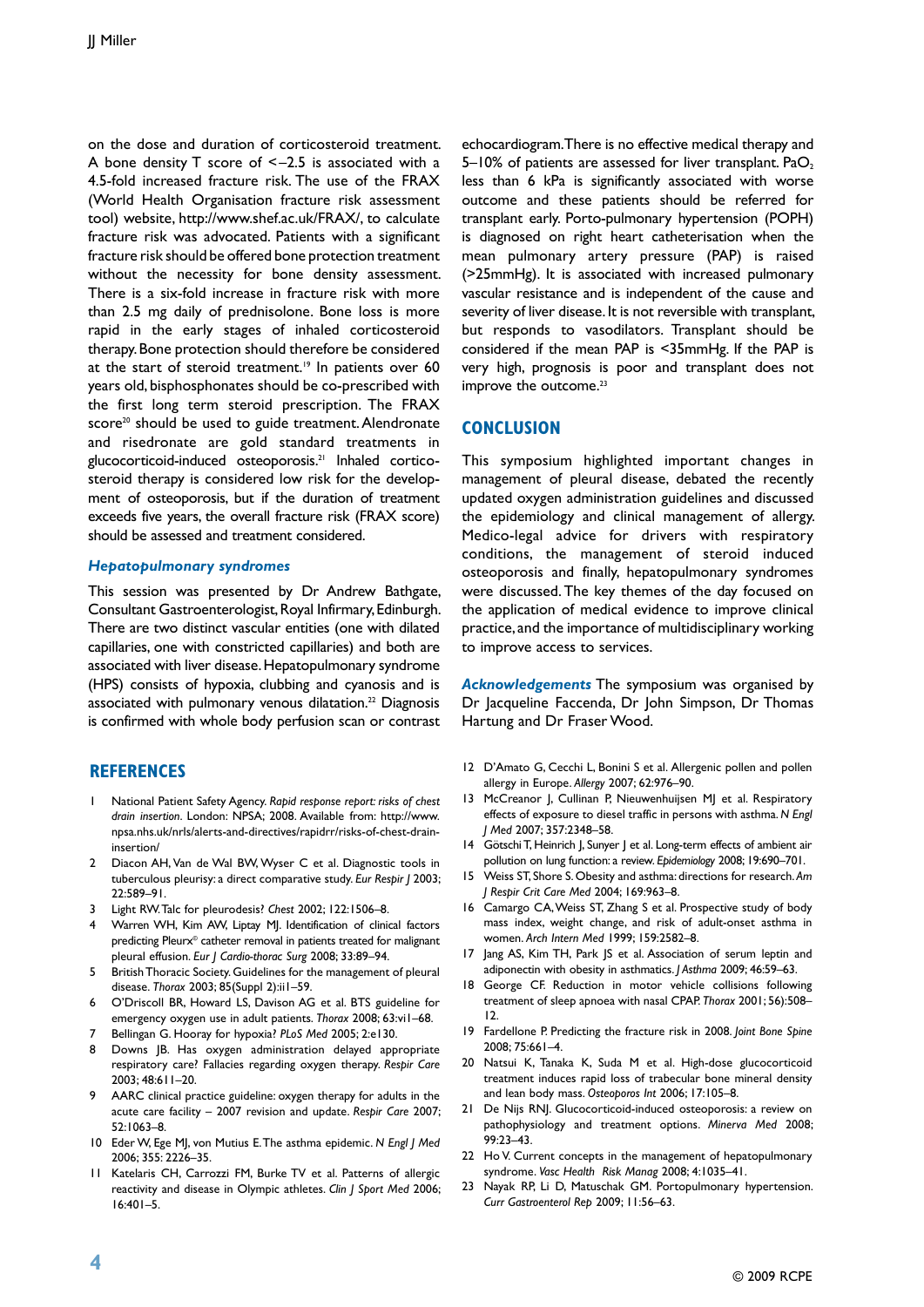on the dose and duration of corticosteroid treatment. A bone density T score of <–2.5 is associated with a 4.5-fold increased fracture risk. The use of the FRAX (World Health Organisation fracture risk assessment tool) website, http://www.shef.ac.uk/FRAX/, to calculate fracture risk was advocated. Patients with a significant fracture risk should be offered bone protection treatment without the necessity for bone density assessment. There is a six-fold increase in fracture risk with more than 2.5 mg daily of prednisolone. Bone loss is more rapid in the early stages of inhaled corticosteroid therapy. Bone protection should therefore be considered at the start of steroid treatment.[19] In patients over 60 years old, bisphosphonates should be co-prescribed with the first long term steroid prescription. The FRAX score[20] should be used to guide treatment. Alendronate and risedronate are gold standard treatments in glucocorticoid-induced osteoporosis.[21] Inhaled corticosteroid therapy is considered low risk for the development of osteoporosis, but if the duration of treatment exceeds five years, the overall fracture risk (FRAX score) should be assessed and treatment considered.

### *Hepatopulmonary syndromes*

This session was presented by Dr Andrew Bathgate, Consultant Gastroenterologist, Royal Infirmary, Edinburgh. There are two distinct vascular entities (one with dilated capillaries, one with constricted capillaries) and both are associated with liver disease. Hepatopulmonary syndrome (HPS) consists of hypoxia, clubbing and cyanosis and is associated with pulmonary venous dilatation.[22] Diagnosis is confirmed with whole body perfusion scan or contrast echocardiogram. There is no effective medical therapy and 5–10% of patients are assessed for liver transplant. $PaO_2$ less than 6 kPa is significantly associated with worse outcome and these patients should be referred for transplant early. Porto-pulmonary hypertension (POPH) is diagnosed on right heart catheterisation when the mean pulmonary artery pressure (PAP) is raised (>25mmHg). It is associated with increased pulmonary vascular resistance and is independent of the cause and severity of liver disease. It is not reversible with transplant, but responds to vasodilators. Transplant should be considered if the mean PAP is <35mmHg. If the PAP is very high, prognosis is poor and transplant does not improve the outcome.[23]

## CONCLUSION

This symposium highlighted important changes in management of pleural disease, debated the recently updated oxygen administration guidelines and discussed the epidemiology and clinical management of allergy. Medico-legal advice for drivers with respiratory conditions, the management of steroid induced osteoporosis and finally, hepatopulmonary syndromes were discussed. The key themes of the day focused on the application of medical evidence to improve clinical practice, and the importance of multidisciplinary working to improve access to services.

***Acknowledgements*** The symposium was organised by Dr Jacqueline Faccenda, Dr John Simpson, Dr Thomas Hartung and Dr Fraser Wood.

## REFERENCES

1. National Patient Safety Agency. *Rapid response report: risks of chest drain insertion*. London: NPSA; 2008. Available from: http://www.npsa.nhs.uk/nrls/alerts-and-directives/rapidrr/risks-of-chest-drain-insertion/
2. Diacon AH, Van de Wal BW, Wyser C et al. Diagnostic tools in tuberculous pleurisy: a direct comparative study. *Eur Respir J* 2003; 22:589–91.
3. Light RW. Talc for pleurodesis? *Chest* 2002; 122:1506–8.
4. Warren WH, Kim AW, Liptay MJ. Identification of clinical factors predicting Pleurx© catheter removal in patients treated for malignant pleural effusion. *Eur J Cardio-thorac Surg* 2008; 33:89–94.
5. British Thoracic Society. Guidelines for the management of pleural disease. *Thorax* 2003; 85(Suppl 2):ii1–59.
6. O'Driscoll BR, Howard LS, Davison AG et al. BTS guideline for emergency oxygen use in adult patients. *Thorax* 2008; 63:vi1–68.
7. Bellingan G. Hooray for hypoxia? *PLoS Med* 2005; 2:e130.
8. Downs JB. Has oxygen administration delayed appropriate respiratory care? Fallacies regarding oxygen therapy. *Respir Care* 2003; 48:611–20.
9. AARC clinical practice guideline: oxygen therapy for adults in the acute care facility – 2007 revision and update. *Respir Care* 2007; 52:1063–8.
10. Eder W, Ege MJ, von Mutius E. The asthma epidemic. *N Engl J Med* 2006; 355: 2226–35.
11. Katelaris CH, Carrozzi FM, Burke TV et al. Patterns of allergic reactivity and disease in Olympic athletes. *Clin J Sport Med* 2006; 16:401–5.
12. D'Amato G, Cecchi L, Bonini S et al. Allergenic pollen and pollen allergy in Europe. *Allergy* 2007; 62:976–90.
13. McCreanor J, Cullinan P, Nieuwenhuijsen MJ et al. Respiratory effects of exposure to diesel traffic in persons with asthma. *N Engl J Med* 2007; 357:2348–58.
14. Götschi T, Heinrich J, Sunyer J et al. Long-term effects of ambient air pollution on lung function: a review. *Epidemiology* 2008; 19:690–701.
15. Weiss ST, Shore S. Obesity and asthma: directions for research. *Am J Respir Crit Care Med* 2004; 169:963–8.
16. Camargo CA, Weiss ST, Zhang S et al. Prospective study of body mass index, weight change, and risk of adult-onset asthma in women. *Arch Intern Med* 1999; 159:2582–8.
17. Jang AS, Kim TH, Park JS et al. Association of serum leptin and adiponectin with obesity in asthmatics. *J Asthma* 2009; 46:59–63.
18. George CF. Reduction in motor vehicle collisions following treatment of sleep apnoea with nasal CPAP. *Thorax* 2001; 56):508–12.
19. Fardellone P. Predicting the fracture risk in 2008. *Joint Bone Spine* 2008; 75:661–4.
20. Natsui K, Tanaka K, Suda M et al. High-dose glucocorticoid treatment induces rapid loss of trabecular bone mineral density and lean body mass. *Osteoporos Int* 2006; 17:105–8.
21. De Nijs RNJ. Glucocorticoid-induced osteoporosis: a review on pathophysiology and treatment options. *Minerva Med* 2008; 99:23–43.
22. Ho V. Current concepts in the management of hepatopulmonary syndrome. *Vasc Health Risk Manag* 2008; 4:1035–41.
23. Nayak RP, Li D, Matuschak GM. Portopulmonary hypertension. *Curr Gastroenterol Rep* 2009; 11:56–63.

© 2009 RCPE